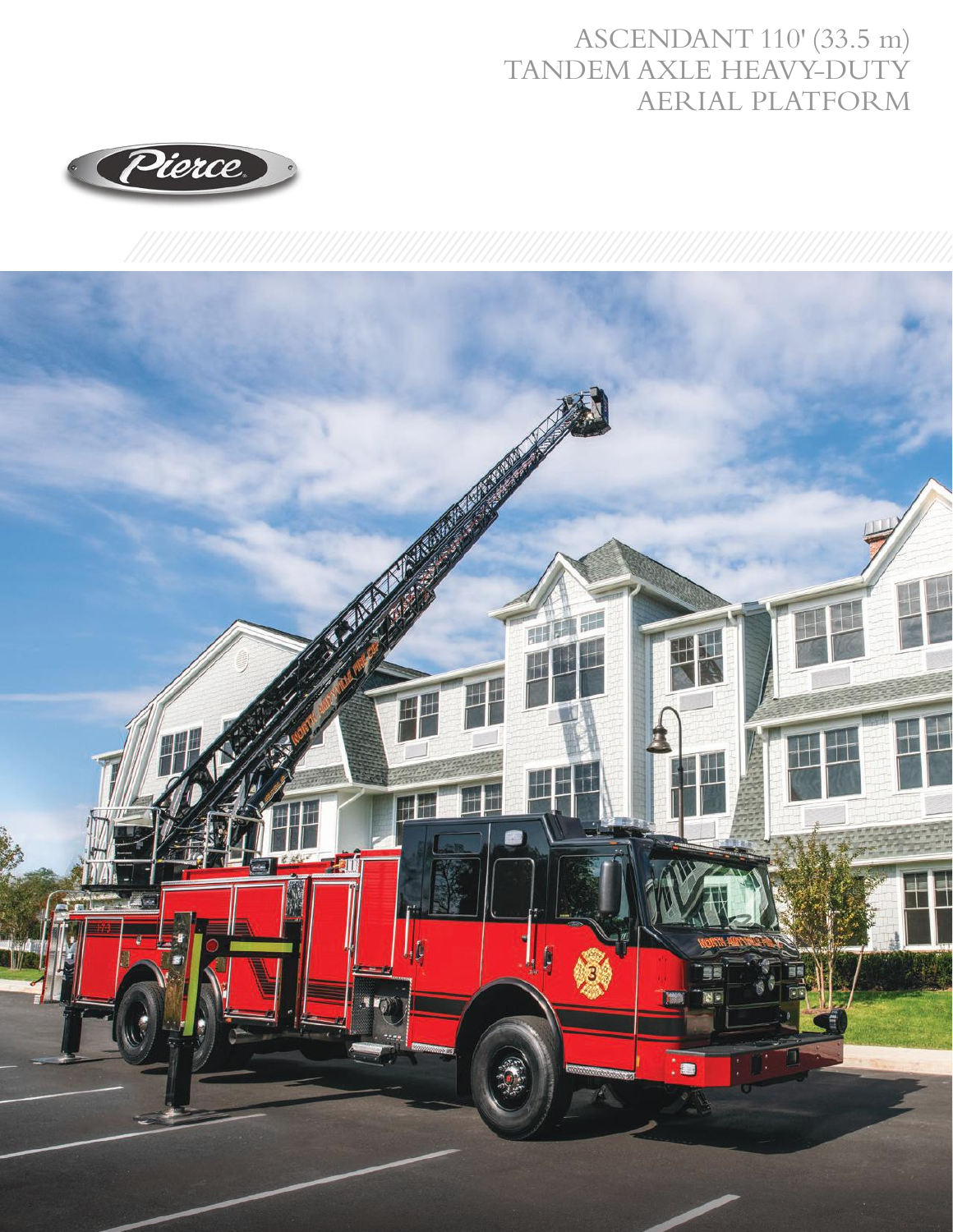# ASCENDANT 110' (33.5 m) TANDEM AXLE HEAVY-DUTY AERIAL PLATFORM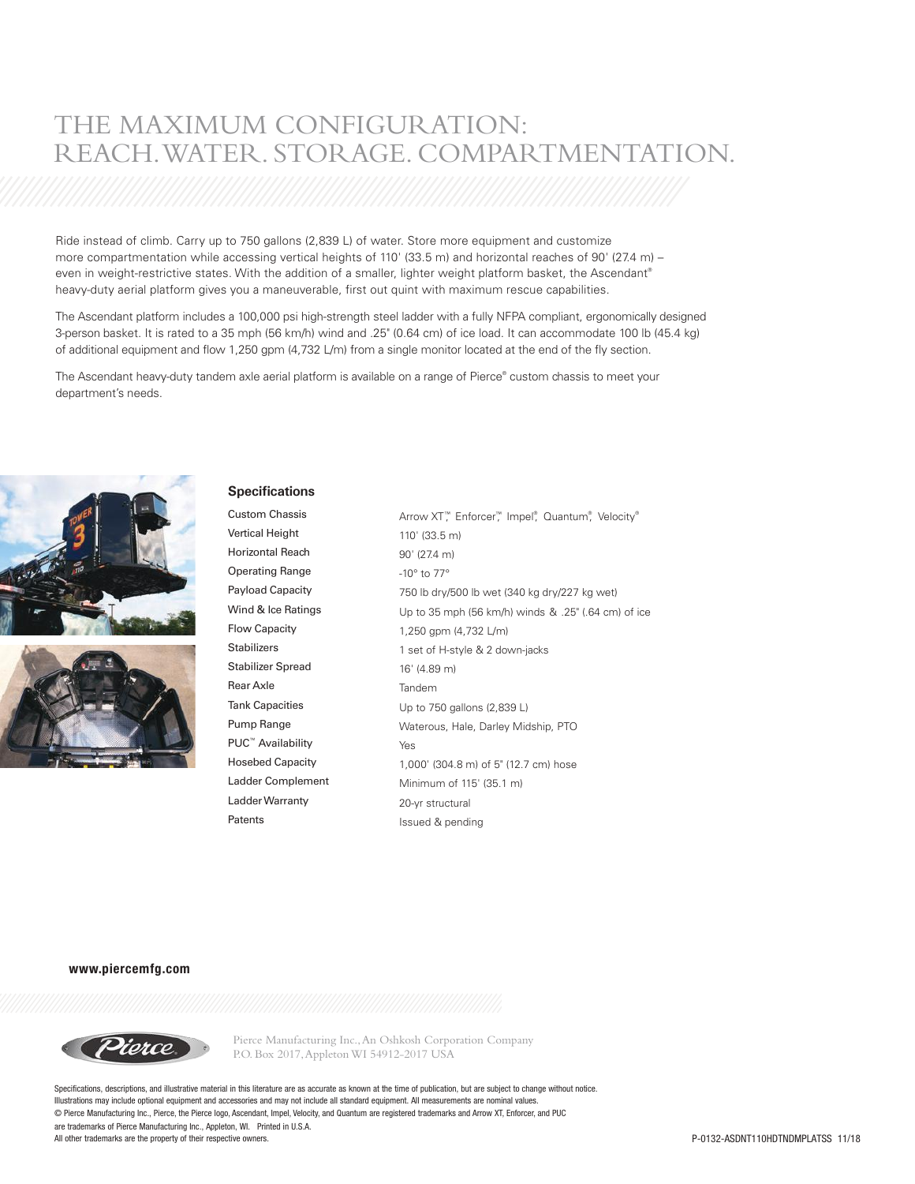# THE MAXIMUM CONFIGURATION: REACH. WATER. STORAGE. COMPARTMENTATION.

Ride instead of climb. Carry up to 750 gallons (2,839 L) of water. Store more equipment and customize more compartmentation while accessing vertical heights of 110' (33.5 m) and horizontal reaches of 90' (27.4 m) – even in weight-restrictive states. With the addition of a smaller, lighter weight platform basket, the Ascendant® heavy-duty aerial platform gives you a maneuverable, first out quint with maximum rescue capabilities.

The Ascendant platform includes a 100,000 psi high-strength steel ladder with a fully NFPA compliant, ergonomically designed 3-person basket. It is rated to a 35 mph (56 km/h) wind and .25" (0.64 cm) of ice load. It can accommodate 100 lb (45.4 kg) of additional equipment and flow 1,250 gpm (4,732 L/m) from a single monitor located at the end of the fly section.

The Ascendant heavy-duty tandem axle aerial platform is available on a range of Pierce® custom chassis to meet your department's needs.

## Specifications

| | |
|---|---|
| Custom Chassis | Arrow XT™, Enforcer™, Impel®, Quantum®, Velocity® |
| Vertical Height | 110' (33.5 m) |
| Horizontal Reach | 90' (27.4 m) |
| Operating Range | -10° to 77° |
| Payload Capacity | 750 lb dry/500 lb wet (340 kg dry/227 kg wet) |
| Wind & Ice Ratings | Up to 35 mph (56 km/h) winds & .25" (.64 cm) of ice |
| Flow Capacity | 1,250 gpm (4,732 L/m) |
| Stabilizers | 1 set of H-style & 2 down-jacks |
| Stabilizer Spread | 16' (4.89 m) |
| Rear Axle | Tandem |
| Tank Capacities | Up to 750 gallons (2,839 L) |
| Pump Range | Waterous, Hale, Darley Midship, PTO |
| PUC™ Availability | Yes |
| Hosebed Capacity | 1,000' (304.8 m) of 5" (12.7 cm) hose |
| Ladder Complement | Minimum of 115' (35.1 m) |
| Ladder Warranty | 20-yr structural |
| Patents | Issued & pending |

**www.piercemfg.com**

Pierce Manufacturing Inc., An Oshkosh Corporation Company
P.O. Box 2017, Appleton WI 54912-2017 USA

Specifications, descriptions, and illustrative material in this literature are as accurate as known at the time of publication, but are subject to change without notice. Illustrations may include optional equipment and accessories and may not include all standard equipment. All measurements are nominal values.
© Pierce Manufacturing Inc., Pierce, the Pierce logo, Ascendant, Impel, Velocity, and Quantum are registered trademarks and Arrow XT, Enforcer, and PUC are trademarks of Pierce Manufacturing Inc., Appleton, WI. Printed in U.S.A.
All other trademarks are the property of their respective owners.

P-0132-ASDNT110HDTNDMPLATSS 11/18